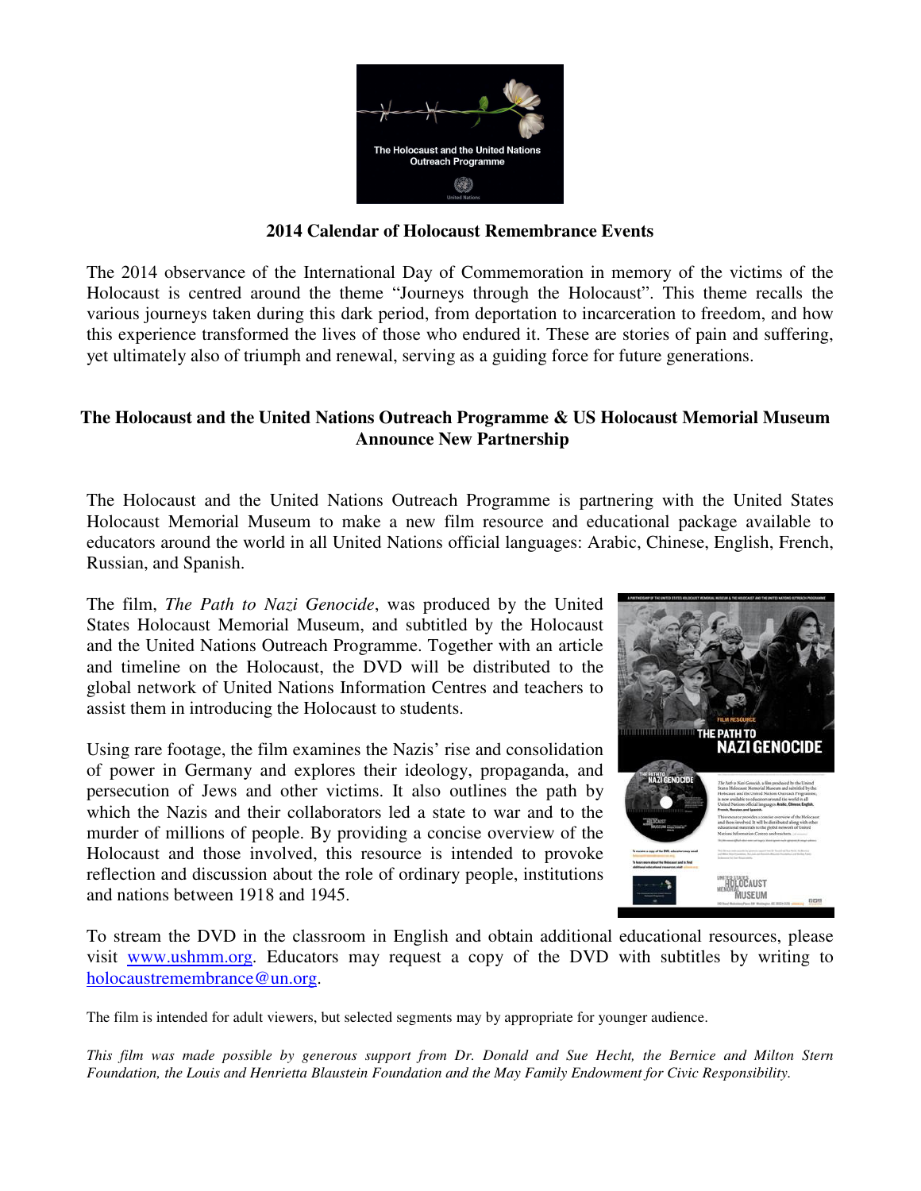# 2014 Calendar of Holocaust Remembrance Events

The 2014 observance of the International Day of Commemoration in memory of the victims of the Holocaust is centred around the theme "Journeys through the Holocaust". This theme recalls the various journeys taken during this dark period, from deportation to incarceration to freedom, and how this experience transformed the lives of those who endured it. These are stories of pain and suffering, yet ultimately also of triumph and renewal, serving as a guiding force for future generations.

## The Holocaust and the United Nations Outreach Programme & US Holocaust Memorial Museum Announce New Partnership

The Holocaust and the United Nations Outreach Programme is partnering with the United States Holocaust Memorial Museum to make a new film resource and educational package available to educators around the world in all United Nations official languages: Arabic, Chinese, English, French, Russian, and Spanish.

The film, *The Path to Nazi Genocide*, was produced by the United States Holocaust Memorial Museum, and subtitled by the Holocaust and the United Nations Outreach Programme. Together with an article and timeline on the Holocaust, the DVD will be distributed to the global network of United Nations Information Centres and teachers to assist them in introducing the Holocaust to students.

Using rare footage, the film examines the Nazis' rise and consolidation of power in Germany and explores their ideology, propaganda, and persecution of Jews and other victims. It also outlines the path by which the Nazis and their collaborators led a state to war and to the murder of millions of people. By providing a concise overview of the Holocaust and those involved, this resource is intended to provoke reflection and discussion about the role of ordinary people, institutions and nations between 1918 and 1945.

To stream the DVD in the classroom in English and obtain additional educational resources, please visit www.ushmm.org. Educators may request a copy of the DVD with subtitles by writing to holocaustremembrance@un.org.

The film is intended for adult viewers, but selected segments may by appropriate for younger audience.

*This film was made possible by generous support from Dr. Donald and Sue Hecht, the Bernice and Milton Stern Foundation, the Louis and Henrietta Blaustein Foundation and the May Family Endowment for Civic Responsibility.*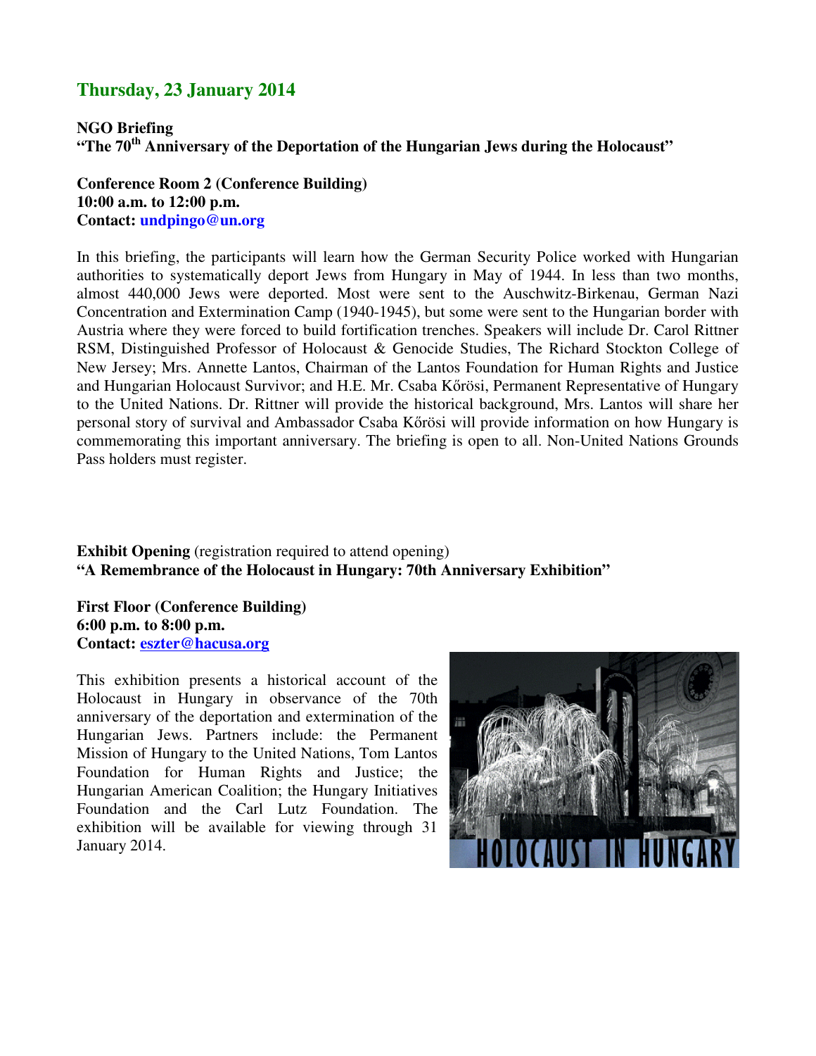## Thursday, 23 January 2014

**NGO Briefing**
**"The 70th Anniversary of the Deportation of the Hungarian Jews during the Holocaust"**

**Conference Room 2 (Conference Building)**
**10:00 a.m. to 12:00 p.m.**
**Contact: undpingo@un.org**

In this briefing, the participants will learn how the German Security Police worked with Hungarian authorities to systematically deport Jews from Hungary in May of 1944. In less than two months, almost 440,000 Jews were deported. Most were sent to the Auschwitz-Birkenau, German Nazi Concentration and Extermination Camp (1940-1945), but some were sent to the Hungarian border with Austria where they were forced to build fortification trenches. Speakers will include Dr. Carol Rittner RSM, Distinguished Professor of Holocaust & Genocide Studies, The Richard Stockton College of New Jersey; Mrs. Annette Lantos, Chairman of the Lantos Foundation for Human Rights and Justice and Hungarian Holocaust Survivor; and H.E. Mr. Csaba Kőrösi, Permanent Representative of Hungary to the United Nations. Dr. Rittner will provide the historical background, Mrs. Lantos will share her personal story of survival and Ambassador Csaba Kőrösi will provide information on how Hungary is commemorating this important anniversary. The briefing is open to all. Non-United Nations Grounds Pass holders must register.

**Exhibit Opening** (registration required to attend opening)
**"A Remembrance of the Holocaust in Hungary: 70th Anniversary Exhibition"**

**First Floor (Conference Building)**
**6:00 p.m. to 8:00 p.m.**
**Contact: eszter@hacusa.org**

This exhibition presents a historical account of the Holocaust in Hungary in observance of the 70th anniversary of the deportation and extermination of the Hungarian Jews. Partners include: the Permanent Mission of Hungary to the United Nations, Tom Lantos Foundation for Human Rights and Justice; the Hungarian American Coalition; the Hungary Initiatives Foundation and the Carl Lutz Foundation. The exhibition will be available for viewing through 31 January 2014.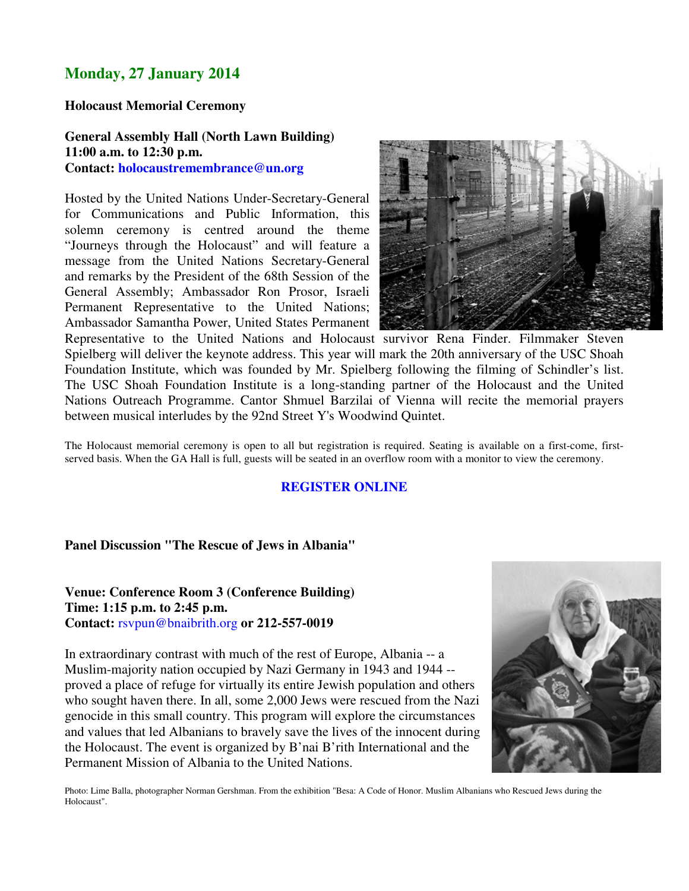## Monday, 27 January 2014

**Holocaust Memorial Ceremony**

**General Assembly Hall (North Lawn Building)**
**11:00 a.m. to 12:30 p.m.**
**Contact: holocaustremembrance@un.org**

Hosted by the United Nations Under-Secretary-General for Communications and Public Information, this solemn ceremony is centred around the theme "Journeys through the Holocaust" and will feature a message from the United Nations Secretary-General and remarks by the President of the 68th Session of the General Assembly; Ambassador Ron Prosor, Israeli Permanent Representative to the United Nations; Ambassador Samantha Power, United States Permanent Representative to the United Nations and Holocaust survivor Rena Finder. Filmmaker Steven Spielberg will deliver the keynote address. This year will mark the 20th anniversary of the USC Shoah Foundation Institute, which was founded by Mr. Spielberg following the filming of Schindler's list. The USC Shoah Foundation Institute is a long-standing partner of the Holocaust and the United Nations Outreach Programme. Cantor Shmuel Barzilai of Vienna will recite the memorial prayers between musical interludes by the 92nd Street Y's Woodwind Quintet.

The Holocaust memorial ceremony is open to all but registration is required. Seating is available on a first-come, first-served basis. When the GA Hall is full, guests will be seated in an overflow room with a monitor to view the ceremony.

**REGISTER ONLINE**

**Panel Discussion "The Rescue of Jews in Albania"**

**Venue: Conference Room 3 (Conference Building)**
**Time: 1:15 p.m. to 2:45 p.m.**
**Contact:** rsvpun@bnaibrith.org **or 212-557-0019**

In extraordinary contrast with much of the rest of Europe, Albania -- a Muslim-majority nation occupied by Nazi Germany in 1943 and 1944 -- proved a place of refuge for virtually its entire Jewish population and others who sought haven there. In all, some 2,000 Jews were rescued from the Nazi genocide in this small country. This program will explore the circumstances and values that led Albanians to bravely save the lives of the innocent during the Holocaust. The event is organized by B'nai B'rith International and the Permanent Mission of Albania to the United Nations.

Photo: Lime Balla, photographer Norman Gershman. From the exhibition "Besa: A Code of Honor. Muslim Albanians who Rescued Jews during the Holocaust".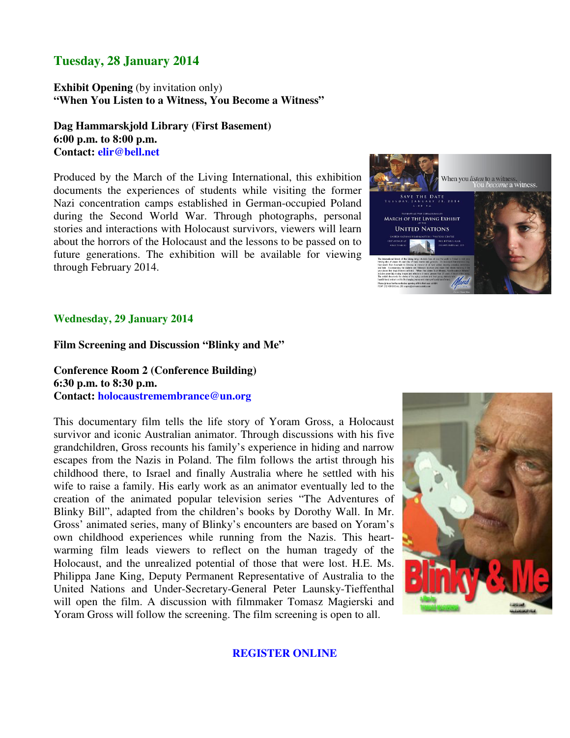## Tuesday, 28 January 2014

**Exhibit Opening** (by invitation only)
**"When You Listen to a Witness, You Become a Witness"**

**Dag Hammarskjold Library (First Basement)**
**6:00 p.m. to 8:00 p.m.**
**Contact: elir@bell.net**

Produced by the March of the Living International, this exhibition documents the experiences of students while visiting the former Nazi concentration camps established in German-occupied Poland during the Second World War. Through photographs, personal stories and interactions with Holocaust survivors, viewers will learn about the horrors of the Holocaust and the lessons to be passed on to future generations. The exhibition will be available for viewing through February 2014.

## Wednesday, 29 January 2014

**Film Screening and Discussion "Blinky and Me"**

**Conference Room 2 (Conference Building)**
**6:30 p.m. to 8:30 p.m.**
**Contact: holocaustremembrance@un.org**

This documentary film tells the life story of Yoram Gross, a Holocaust survivor and iconic Australian animator. Through discussions with his five grandchildren, Gross recounts his family's experience in hiding and narrow escapes from the Nazis in Poland. The film follows the artist through his childhood there, to Israel and finally Australia where he settled with his wife to raise a family. His early work as an animator eventually led to the creation of the animated popular television series "The Adventures of Blinky Bill", adapted from the children's books by Dorothy Wall. In Mr. Gross' animated series, many of Blinky's encounters are based on Yoram's own childhood experiences while running from the Nazis. This heart-warming film leads viewers to reflect on the human tragedy of the Holocaust, and the unrealized potential of those that were lost. H.E. Ms. Philippa Jane King, Deputy Permanent Representative of Australia to the United Nations and Under-Secretary-General Peter Launsky-Tieffenthal will open the film. A discussion with filmmaker Tomasz Magierski and Yoram Gross will follow the screening. The film screening is open to all.

**REGISTER ONLINE**